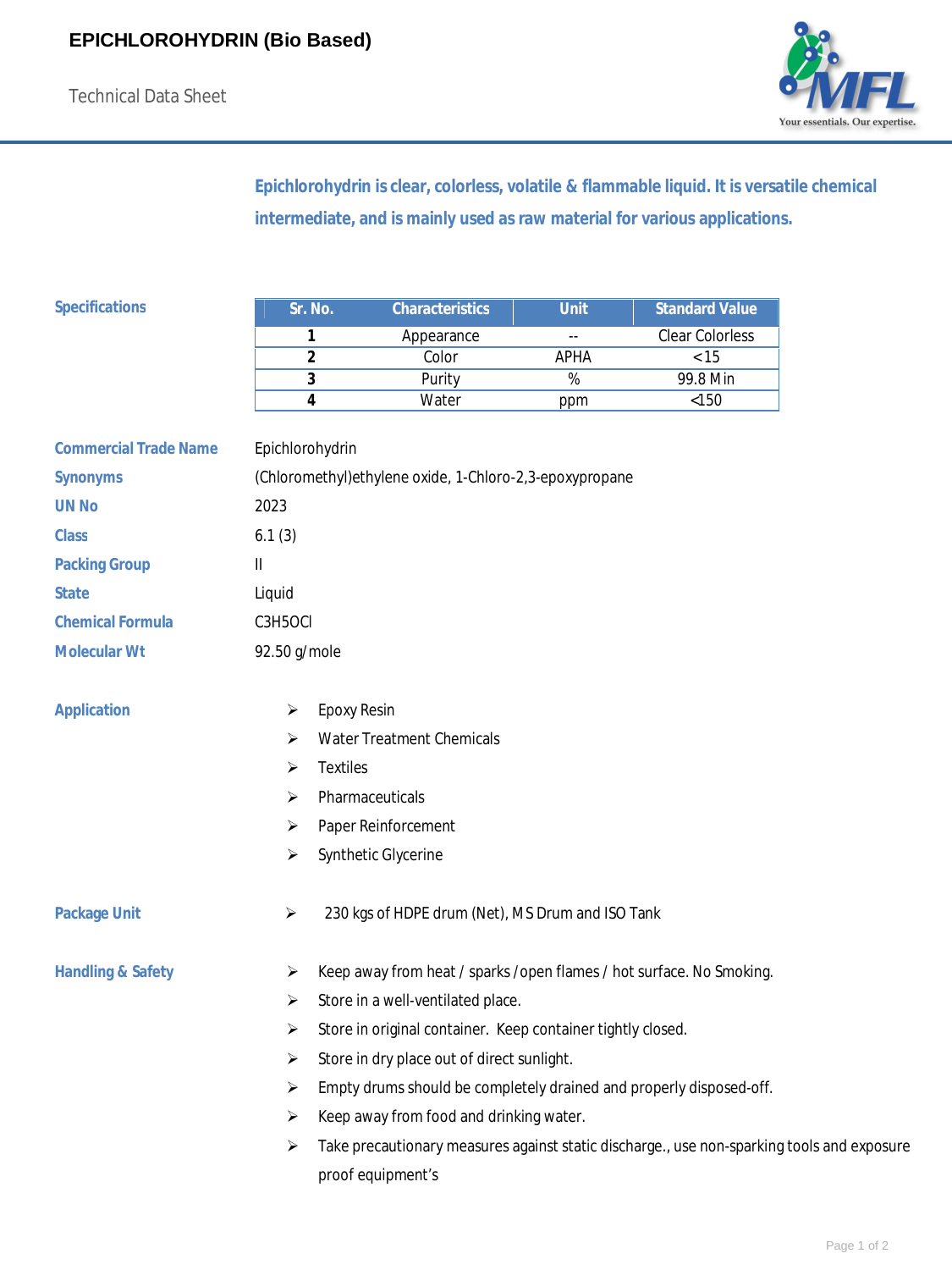# EPICHLOROHYDRIN (Bio Based)

Technical Data Sheet

**Epichlorohydrin is clear, colorless, volatile & flammable liquid. It is versatile chemical intermediate, and is mainly used as raw material for various applications.**

**Specifications**

| Sr. No. | Characteristics | Unit | Standard Value |
|---|---|---|---|
| 1 | Appearance | -- | Clear Colorless |
| 2 | Color | APHA | <15 |
| 3 | Purity | % | 99.8 Min |
| 4 | Water | ppm | <150 |

**Commercial Trade Name**: Epichlorohydrin

**Synonyms**: (Chloromethyl)ethylene oxide, 1-Chloro-2,3-epoxypropane

**UN No**: 2023

**Class**: 6.1 (3)

**Packing Group**: II

**State**: Liquid

**Chemical Formula**: $C_3H_5OCl$

**Molecular Wt**: 92.50 g/mole

**Application**

- Epoxy Resin
- Water Treatment Chemicals
- Textiles
- Pharmaceuticals
- Paper Reinforcement
- Synthetic Glycerine

**Package Unit**

- 230 kgs of HDPE drum (Net), MS Drum and ISO Tank

**Handling & Safety**

- Keep away from heat / sparks / open flames / hot surface. No Smoking.
- Store in a well-ventilated place.
- Store in original container. Keep container tightly closed.
- Store in dry place out of direct sunlight.
- Empty drums should be completely drained and properly disposed-off.
- Keep away from food and drinking water.
- Take precautionary measures against static discharge., use non-sparking tools and exposure proof equipment's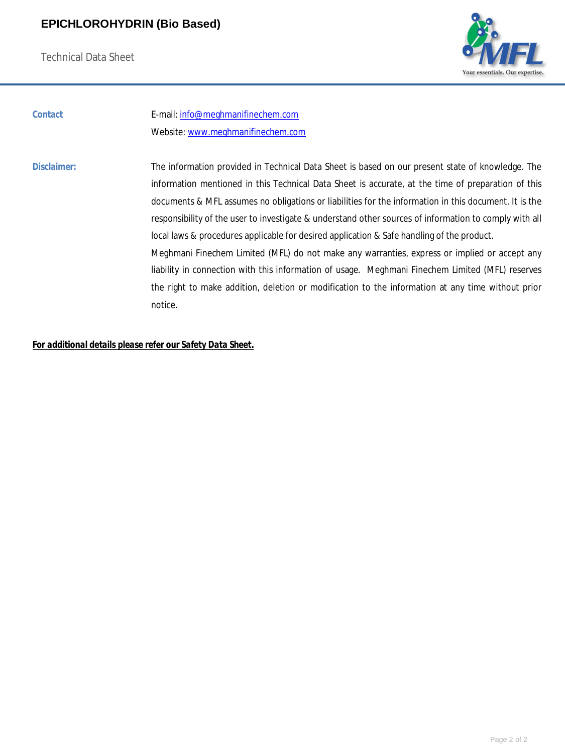**Contact**

E-mail: info@meghmanifinechem.com

Website: www.meghmanifinechem.com

**Disclaimer:**

The information provided in Technical Data Sheet is based on our present state of knowledge. The information mentioned in this Technical Data Sheet is accurate, at the time of preparation of this documents & MFL assumes no obligations or liabilities for the information in this document. It is the responsibility of the user to investigate & understand other sources of information to comply with all local laws & procedures applicable for desired application & Safe handling of the product.

Meghmani Finechem Limited (MFL) do not make any warranties, express or implied or accept any liability in connection with this information of usage. Meghmani Finechem Limited (MFL) reserves the right to make addition, deletion or modification to the information at any time without prior notice.

***For additional details please refer our Safety Data Sheet.***